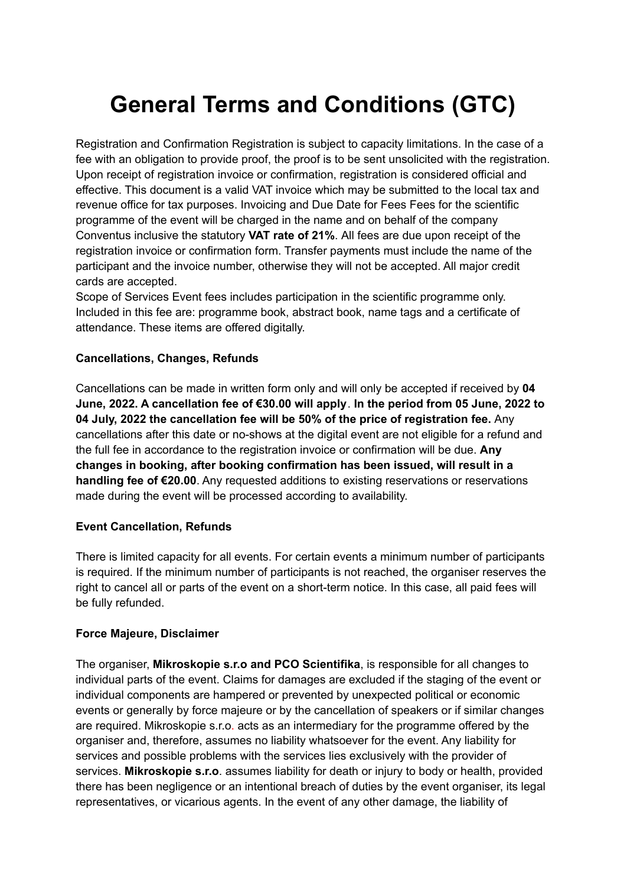# General Terms and Conditions (GTC)

Registration and Confirmation Registration is subject to capacity limitations. In the case of a fee with an obligation to provide proof, the proof is to be sent unsolicited with the registration. Upon receipt of registration invoice or confirmation, registration is considered official and effective. This document is a valid VAT invoice which may be submitted to the local tax and revenue office for tax purposes. Invoicing and Due Date for Fees Fees for the scientific programme of the event will be charged in the name and on behalf of the company Conventus inclusive the statutory **VAT rate of 21%**. All fees are due upon receipt of the registration invoice or confirmation form. Transfer payments must include the name of the participant and the invoice number, otherwise they will not be accepted. All major credit cards are accepted.

Scope of Services Event fees includes participation in the scientific programme only. Included in this fee are: programme book, abstract book, name tags and a certificate of attendance. These items are offered digitally.

**Cancellations, Changes, Refunds**

Cancellations can be made in written form only and will only be accepted if received by **04 June, 2022. A cancellation fee of €30.00 will apply**. **In the period from 05 June, 2022 to 04 July, 2022 the cancellation fee will be 50% of the price of registration fee.** Any cancellations after this date or no-shows at the digital event are not eligible for a refund and the full fee in accordance to the registration invoice or confirmation will be due. **Any changes in booking, after booking confirmation has been issued, will result in a handling fee of €20.00**. Any requested additions to existing reservations or reservations made during the event will be processed according to availability.

**Event Cancellation, Refunds**

There is limited capacity for all events. For certain events a minimum number of participants is required. If the minimum number of participants is not reached, the organiser reserves the right to cancel all or parts of the event on a short-term notice. In this case, all paid fees will be fully refunded.

**Force Majeure, Disclaimer**

The organiser, **Mikroskopie s.r.o and PCO Scientifika**, is responsible for all changes to individual parts of the event. Claims for damages are excluded if the staging of the event or individual components are hampered or prevented by unexpected political or economic events or generally by force majeure or by the cancellation of speakers or if similar changes are required. Mikroskopie s.r.o. acts as an intermediary for the programme offered by the organiser and, therefore, assumes no liability whatsoever for the event. Any liability for services and possible problems with the services lies exclusively with the provider of services. **Mikroskopie s.r.o**. assumes liability for death or injury to body or health, provided there has been negligence or an intentional breach of duties by the event organiser, its legal representatives, or vicarious agents. In the event of any other damage, the liability of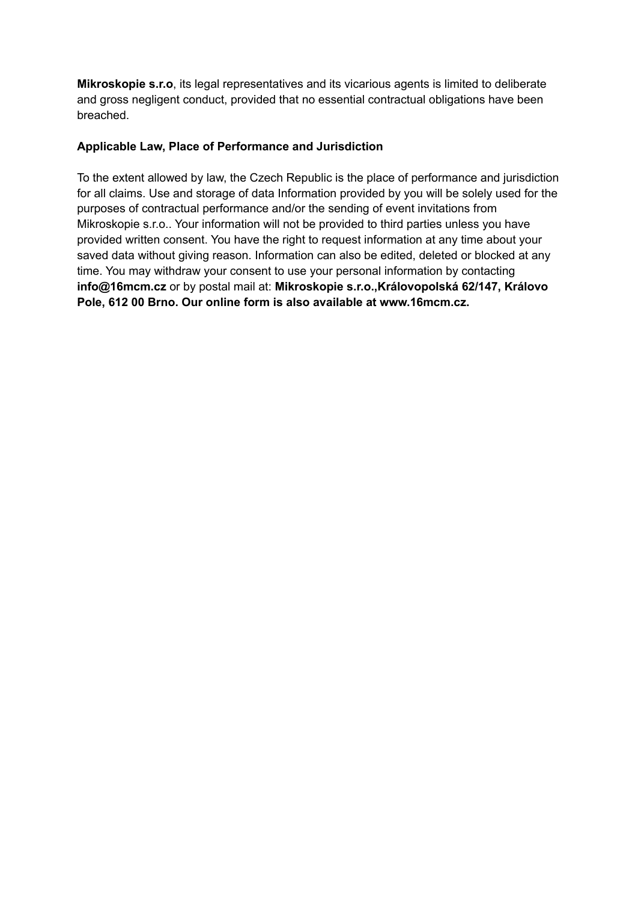**Mikroskopie s.r.o**, its legal representatives and its vicarious agents is limited to deliberate and gross negligent conduct, provided that no essential contractual obligations have been breached.

**Applicable Law, Place of Performance and Jurisdiction**

To the extent allowed by law, the Czech Republic is the place of performance and jurisdiction for all claims. Use and storage of data Information provided by you will be solely used for the purposes of contractual performance and/or the sending of event invitations from Mikroskopie s.r.o.. Your information will not be provided to third parties unless you have provided written consent. You have the right to request information at any time about your saved data without giving reason. Information can also be edited, deleted or blocked at any time. You may withdraw your consent to use your personal information by contacting **info@16mcm.cz** or by postal mail at: **Mikroskopie s.r.o.,Královopolská 62/147, Královo Pole, 612 00 Brno. Our online form is also available at www.16mcm.cz.**